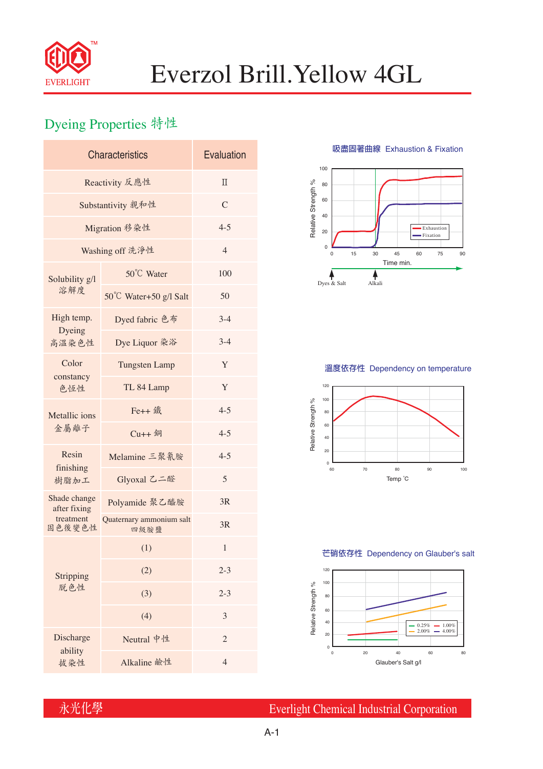# Everzol Brill.Yellow 4GL

## Dyeing Properties 特性

| Characteristics | | Evaluation |
|---|---|---|
| Reactivity 反應性 | | II |
| Substantivity 親和性 | | C |
| Migration 移染性 | | 4-5 |
| Washing off 洗淨性 | | 4 |
| Solubility g/l 溶解度 | 50℃ Water | 100 |
| | 50℃ Water+50 g/l Salt | 50 |
| High temp. Dyeing 高溫染色性 | Dyed fabric 色布 | 3-4 |
| | Dye Liquor 染浴 | 3-4 |
| Color constancy 色恆性 | Tungsten Lamp | Y |
| | TL 84 Lamp | Y |
| Metallic ions 金屬離子 | Fe++ 鐵 | 4-5 |
| | Cu++ 銅 | 4-5 |
| Resin finishing 樹脂加工 | Melamine 三聚氰胺 | 4-5 |
| | Glyoxal 乙二醛 | 5 |
| Shade change after fixing treatment 固色後變色性 | Polyamide 聚乙醯胺 | 3R |
| | Quaternary ammonium salt 四級胺鹽 | 3R |
| Stripping 脫色性 | (1) | 1 |
| | (2) | 2-3 |
| | (3) | 2-3 |
| | (4) | 3 |
| Discharge ability 拔染性 | Neutral 中性 | 2 |
| | Alkaline 鹼性 | 4 |

吸盡固著曲線 Exhaustion & Fixation

溫度依存性 Dependency on temperature

芒硝依存性 Dependency on Glauber's salt

永光化學 Everlight Chemical Industrial Corporation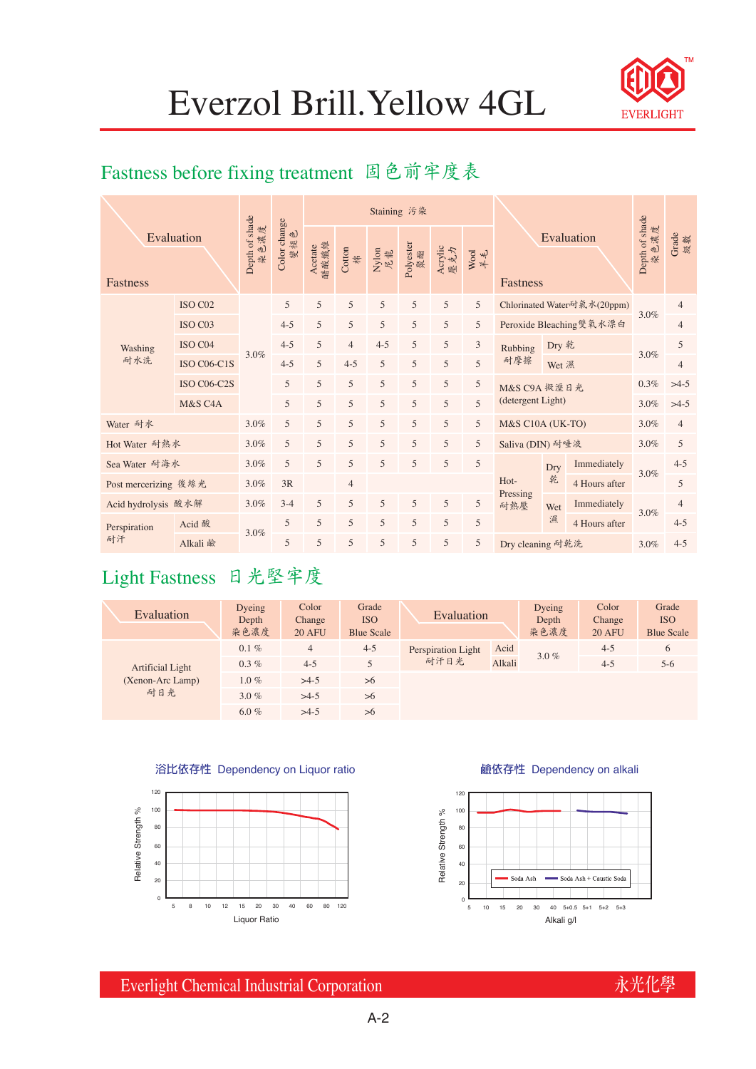# Everzol Brill.Yellow 4GL

EVERLIGHT

## Fastness before fixing treatment 固色前牢度表

| Fastness \ Evaluation | | Depth of shade 染色濃度 | Color change 變褪色 | Staining 污染 Acetate 醋酸纖維 | Cotton 棉 | Nylon 尼龍 | Polyester 聚酯 | Acrylic 壓克力 | Wool 羊毛 |
|---|---|---|---|---|---|---|---|---|---|
| Washing 耐水洗 | ISO C02 | 3.0% | 5 | 5 | 5 | 5 | 5 | 5 | 5 |
| | ISO C03 | | 4-5 | 5 | 5 | 5 | 5 | 5 | 5 |
| | ISO C04 | | 4-5 | 5 | 4 | 4-5 | 5 | 5 | 3 |
| | ISO C06-C1S | | 4-5 | 5 | 4-5 | 5 | 5 | 5 | 5 |
| | ISO C06-C2S | | 5 | 5 | 5 | 5 | 5 | 5 | 5 |
| | M&S C4A | | 5 | 5 | 5 | 5 | 5 | 5 | 5 |
| Water 耐水 | | 3.0% | 5 | 5 | 5 | 5 | 5 | 5 | 5 |
| Hot Water 耐熱水 | | 3.0% | 5 | 5 | 5 | 5 | 5 | 5 | 5 |
| Sea Water 耐海水 | | 3.0% | 5 | 5 | 5 | 5 | 5 | 5 | 5 |
| Post mercerizing 後絲光 | | 3.0% | 3R | | 4 | | | | |
| Acid hydrolysis 酸水解 | | 3.0% | 3-4 | 5 | 5 | 5 | 5 | 5 | 5 |
| Perspiration 耐汗 | Acid 酸 | 3.0% | 5 | 5 | 5 | 5 | 5 | 5 | 5 |
| | Alkali 鹼 | | 5 | 5 | 5 | 5 | 5 | 5 | 5 |

| Fastness \ Evaluation | | | Depth of shade 染色濃度 | Grade 級數 |
|---|---|---|---|---|
| Chlorinated Water耐氯水(20ppm) | | | 3.0% | 4 |
| Peroxide Bleaching雙氧水漂白 | | | | 4 |
| Rubbing 耐摩擦 | Dry 乾 | | 3.0% | 5 |
| | Wet 濕 | | | 4 |
| M&S C9A 擬潛日光 (detergent Light) | | | 0.3% | >4-5 |
| | | | 3.0% | >4-5 |
| M&S C10A (UK-TO) | | | 3.0% | 4 |
| Saliva (DIN) 耐唾液 | | | 3.0% | 5 |
| Hot-Pressing 耐熱壓 | Dry 乾 | Immediately | 3.0% | 4-5 |
| | | 4 Hours after | | 5 |
| | Wet 濕 | Immediately | 3.0% | 4 |
| | | 4 Hours after | | 4-5 |
| Dry cleaning 耐乾洗 | | | 3.0% | 4-5 |

## Light Fastness 日光堅牢度

| Evaluation | Dyeing Depth 染色濃度 | Color Change 20 AFU | Grade ISO Blue Scale |
|---|---|---|---|
| Artificial Light (Xenon-Arc Lamp) 耐日光 | 0.1 % | 4 | 4-5 |
| | 0.3 % | 4-5 | 5 |
| | 1.0 % | >4-5 | >6 |
| | 3.0 % | >4-5 | >6 |
| | 6.0 % | >4-5 | >6 |

| Evaluation | | Dyeing Depth 染色濃度 | Color Change 20 AFU | Grade ISO Blue Scale |
|---|---|---|---|---|
| Perspiration Light 耐汗日光 | Acid | 3.0 % | 4-5 | 6 |
| | Alkali | | 4-5 | 5-6 |

浴比依存性 Dependency on Liquor ratio

Relative Strength %
120
100
80
60
40
20
0
5 8 10 12 15 20 30 40 60 80 120
Liquor Ratio

鹼依存性 Dependency on alkali

Relative Strength %
120
100
80
60
40
20
0
5 10 15 20 30 40 5+0.5 5+1 5+2 5+3
Alkali g/l
Soda Ash
Soda Ash + Caustic Soda

Everlight Chemical Industrial Corporation 永光化學